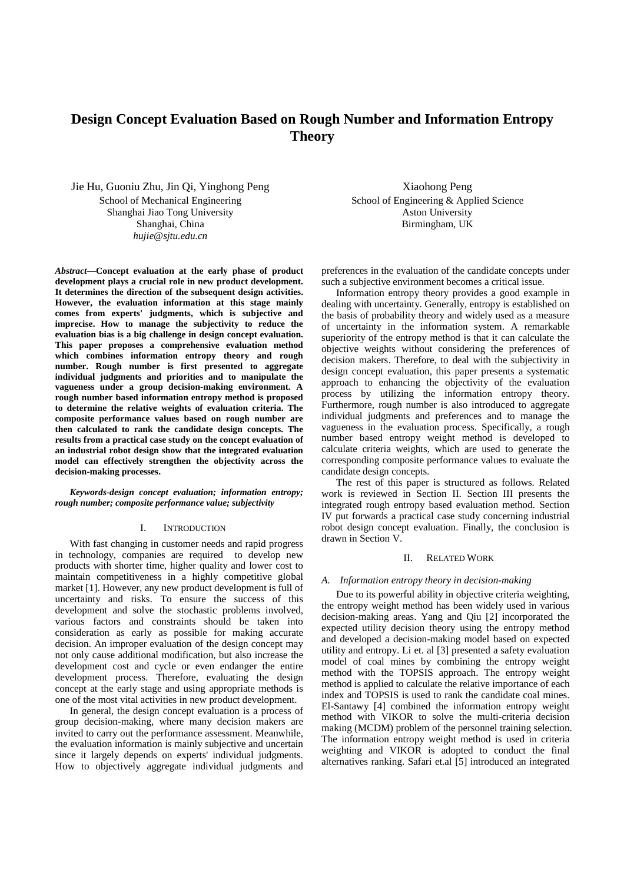# Design Concept Evaluation Based on Rough Number and Information Entropy Theory

Jie Hu, Guoniu Zhu, Jin Qi, Yinghong Peng
School of Mechanical Engineering
Shanghai Jiao Tong University
Shanghai, China
*hujie@sjtu.edu.cn*

Xiaohong Peng
School of Engineering & Applied Science
Aston University
Birmingham, UK

***Abstract*—Concept evaluation at the early phase of product development plays a crucial role in new product development. It determines the direction of the subsequent design activities. However, the evaluation information at this stage mainly comes from experts' judgments, which is subjective and imprecise. How to manage the subjectivity to reduce the evaluation bias is a big challenge in design concept evaluation. This paper proposes a comprehensive evaluation method which combines information entropy theory and rough number. Rough number is first presented to aggregate individual judgments and priorities and to manipulate the vagueness under a group decision-making environment. A rough number based information entropy method is proposed to determine the relative weights of evaluation criteria. The composite performance values based on rough number are then calculated to rank the candidate design concepts. The results from a practical case study on the concept evaluation of an industrial robot design show that the integrated evaluation model can effectively strengthen the objectivity across the decision-making processes.**

***Keywords-design concept evaluation; information entropy; rough number; composite performance value; subjectivity***

## I. Introduction

With fast changing in customer needs and rapid progress in technology, companies are required to develop new products with shorter time, higher quality and lower cost to maintain competitiveness in a highly competitive global market [1]. However, any new product development is full of uncertainty and risks. To ensure the success of this development and solve the stochastic problems involved, various factors and constraints should be taken into consideration as early as possible for making accurate decision. An improper evaluation of the design concept may not only cause additional modification, but also increase the development cost and cycle or even endanger the entire development process. Therefore, evaluating the design concept at the early stage and using appropriate methods is one of the most vital activities in new product development.

In general, the design concept evaluation is a process of group decision-making, where many decision makers are invited to carry out the performance assessment. Meanwhile, the evaluation information is mainly subjective and uncertain since it largely depends on experts' individual judgments. How to objectively aggregate individual judgments and preferences in the evaluation of the candidate concepts under such a subjective environment becomes a critical issue.

Information entropy theory provides a good example in dealing with uncertainty. Generally, entropy is established on the basis of probability theory and widely used as a measure of uncertainty in the information system. A remarkable superiority of the entropy method is that it can calculate the objective weights without considering the preferences of decision makers. Therefore, to deal with the subjectivity in design concept evaluation, this paper presents a systematic approach to enhancing the objectivity of the evaluation process by utilizing the information entropy theory. Furthermore, rough number is also introduced to aggregate individual judgments and preferences and to manage the vagueness in the evaluation process. Specifically, a rough number based entropy weight method is developed to calculate criteria weights, which are used to generate the corresponding composite performance values to evaluate the candidate design concepts.

The rest of this paper is structured as follows. Related work is reviewed in Section II. Section III presents the integrated rough entropy based evaluation method. Section IV put forwards a practical case study concerning industrial robot design concept evaluation. Finally, the conclusion is drawn in Section V.

## II. Related Work

### A. Information entropy theory in decision-making

Due to its powerful ability in objective criteria weighting, the entropy weight method has been widely used in various decision-making areas. Yang and Qiu [2] incorporated the expected utility decision theory using the entropy method and developed a decision-making model based on expected utility and entropy. Li et. al [3] presented a safety evaluation model of coal mines by combining the entropy weight method with the TOPSIS approach. The entropy weight method is applied to calculate the relative importance of each index and TOPSIS is used to rank the candidate coal mines. El-Santawy [4] combined the information entropy weight method with VIKOR to solve the multi-criteria decision making (MCDM) problem of the personnel training selection. The information entropy weight method is used in criteria weighting and VIKOR is adopted to conduct the final alternatives ranking. Safari et.al [5] introduced an integrated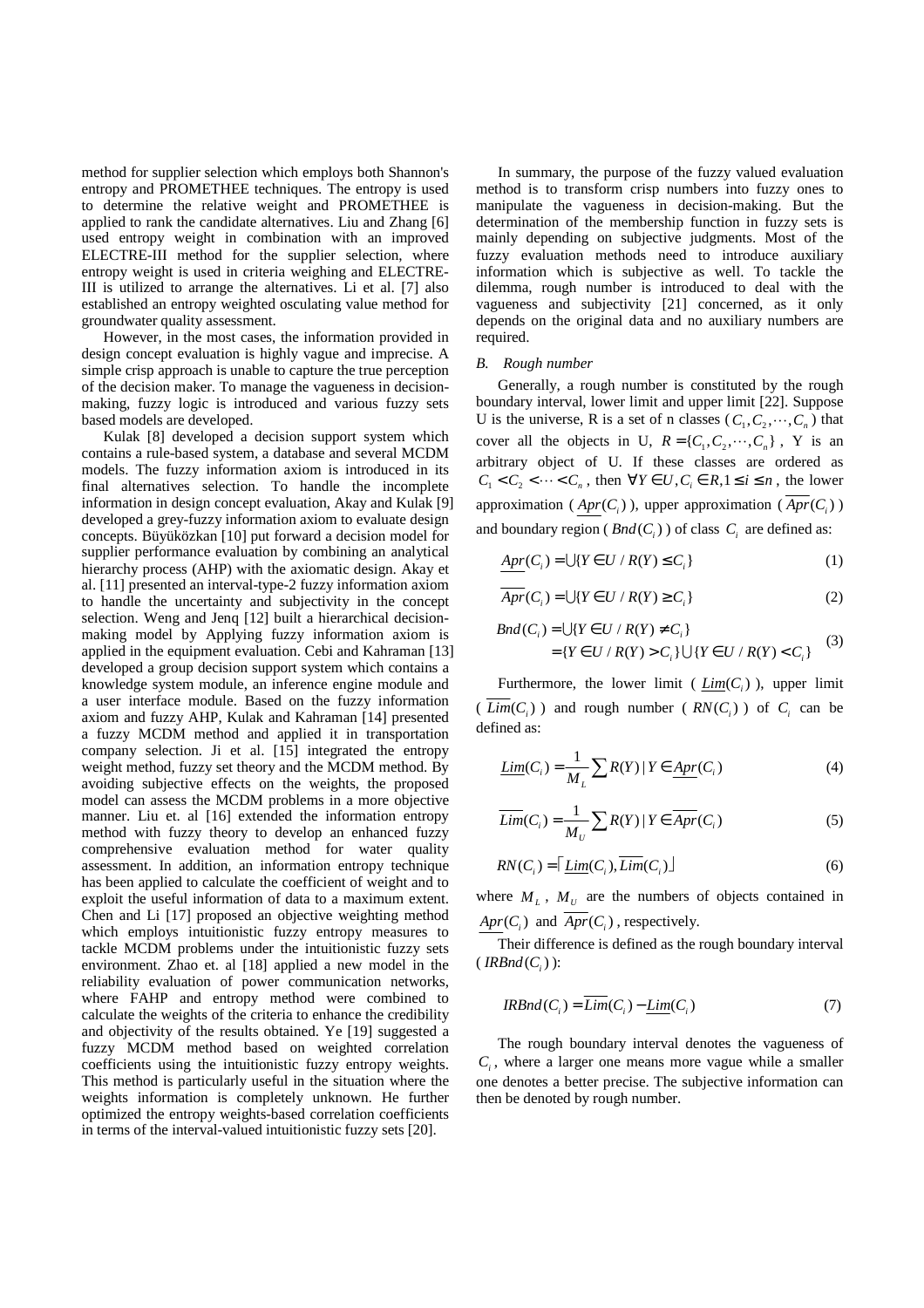method for supplier selection which employs both Shannon's entropy and PROMETHEE techniques. The entropy is used to determine the relative weight and PROMETHEE is applied to rank the candidate alternatives. Liu and Zhang [6] used entropy weight in combination with an improved ELECTRE-III method for the supplier selection, where entropy weight is used in criteria weighing and ELECTRE-III is utilized to arrange the alternatives. Li et al. [7] also established an entropy weighted osculating value method for groundwater quality assessment.

However, in the most cases, the information provided in design concept evaluation is highly vague and imprecise. A simple crisp approach is unable to capture the true perception of the decision maker. To manage the vagueness in decision-making, fuzzy logic is introduced and various fuzzy sets based models are developed.

Kulak [8] developed a decision support system which contains a rule-based system, a database and several MCDM models. The fuzzy information axiom is introduced in its final alternatives selection. To handle the incomplete information in design concept evaluation, Akay and Kulak [9] developed a grey-fuzzy information axiom to evaluate design concepts. Büyüközkan [10] put forward a decision model for supplier performance evaluation by combining an analytical hierarchy process (AHP) with the axiomatic design. Akay et al. [11] presented an interval-type-2 fuzzy information axiom to handle the uncertainty and subjectivity in the concept selection. Weng and Jenq [12] built a hierarchical decision-making model by Applying fuzzy information axiom is applied in the equipment evaluation. Cebi and Kahraman [13] developed a group decision support system which contains a knowledge system module, an inference engine module and a user interface module. Based on the fuzzy information axiom and fuzzy AHP, Kulak and Kahraman [14] presented a fuzzy MCDM method and applied it in transportation company selection. Ji et al. [15] integrated the entropy weight method, fuzzy set theory and the MCDM method. By avoiding subjective effects on the weights, the proposed model can assess the MCDM problems in a more objective manner. Liu et. al [16] extended the information entropy method with fuzzy theory to develop an enhanced fuzzy comprehensive evaluation method for water quality assessment. In addition, an information entropy technique has been applied to calculate the coefficient of weight and to exploit the useful information of data to a maximum extent. Chen and Li [17] proposed an objective weighting method which employs intuitionistic fuzzy entropy measures to tackle MCDM problems under the intuitionistic fuzzy sets environment. Zhao et. al [18] applied a new model in the reliability evaluation of power communication networks, where FAHP and entropy method were combined to calculate the weights of the criteria to enhance the credibility and objectivity of the results obtained. Ye [19] suggested a fuzzy MCDM method based on weighted correlation coefficients using the intuitionistic fuzzy entropy weights. This method is particularly useful in the situation where the weights information is completely unknown. He further optimized the entropy weights-based correlation coefficients in terms of the interval-valued intuitionistic fuzzy sets [20].

In summary, the purpose of the fuzzy valued evaluation method is to transform crisp numbers into fuzzy ones to manipulate the vagueness in decision-making. But the determination of the membership function in fuzzy sets is mainly depending on subjective judgments. Most of the fuzzy evaluation methods need to introduce auxiliary information which is subjective as well. To tackle the dilemma, rough number is introduced to deal with the vagueness and subjectivity [21] concerned, as it only depends on the original data and no auxiliary numbers are required.

### *B. Rough number*

Generally, a rough number is constituted by the rough boundary interval, lower limit and upper limit [22]. Suppose U is the universe, R is a set of n classes $(C_1, C_2, \cdots, C_n)$ that cover all the objects in U, $R = \{C_1, C_2, \cdots, C_n\}$, Y is an arbitrary object of U. If these classes are ordered as $C_1 < C_2 < \cdots < C_n$, then $\forall Y \in U, C_i \in R, 1 \le i \le n$, the lower approximation ($\underline{Apr}(C_i)$), upper approximation ($\overline{Apr}(C_i)$) and boundary region ($Bnd(C_i)$) of class $C_i$ are defined as:

$$\underline{Apr}(C_i) = \bigcup\{Y \in U / R(Y) \le C_i\} \tag{1}$$

$$\overline{Apr}(C_i) = \bigcup\{Y \in U / R(Y) \ge C_i\} \tag{2}$$

$$\begin{aligned} Bnd(C_i) &= \bigcup\{Y \in U / R(Y) \ne C_i\} \\ &= \{Y \in U / R(Y) > C_i\} \bigcup \{Y \in U / R(Y) < C_i\} \end{aligned} \tag{3}$$

Furthermore, the lower limit ($\underline{Lim}(C_i)$), upper limit ($\overline{Lim}(C_i)$) and rough number ($RN(C_i)$) of $C_i$ can be defined as:

$$\underline{Lim}(C_i) = \frac{1}{M_L} \sum R(Y) \mid Y \in \underline{Apr}(C_i) \tag{4}$$

$$\overline{Lim}(C_i) = \frac{1}{M_U} \sum R(Y) \mid Y \in \overline{Apr}(C_i) \tag{5}$$

$$RN(C_i) = \lceil \underline{Lim}(C_i), \overline{Lim}(C_i) \rfloor \tag{6}$$

where $M_L$, $M_U$ are the numbers of objects contained in $\underline{Apr}(C_i)$ and $\overline{Apr}(C_i)$, respectively.

Their difference is defined as the rough boundary interval ($IRBnd(C_i)$):

$$IRBnd(C_i) = \overline{Lim}(C_i) - \underline{Lim}(C_i) \tag{7}$$

The rough boundary interval denotes the vagueness of $C_i$, where a larger one means more vague while a smaller one denotes a better precise. The subjective information can then be denoted by rough number.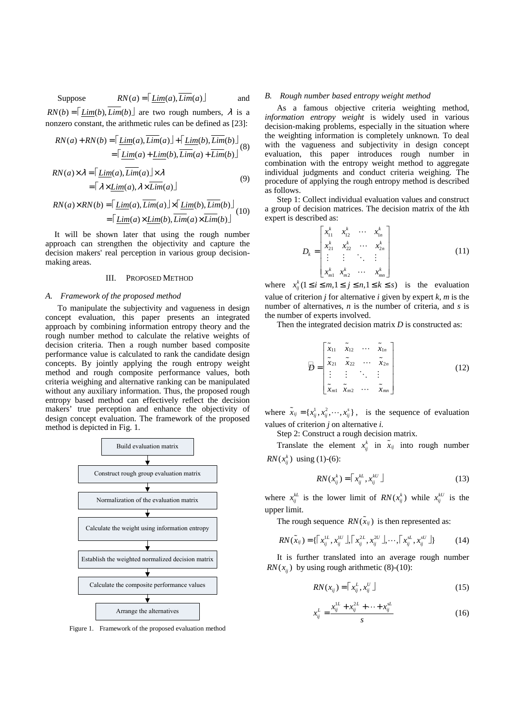Suppose $RN(a) = \lceil \underline{Lim}(a), \overline{Lim}(a) \rfloor$ and $RN(b) = \lceil \underline{Lim}(b), \overline{Lim}(b) \rfloor$ are two rough numbers, $\lambda$ is a nonzero constant, the arithmetic rules can be defined as [23]:

$$RN(a) + RN(b) = \lceil \underline{Lim}(a), \overline{Lim}(a) \rfloor + \lceil \underline{Lim}(b), \overline{Lim}(b) \rfloor = \lceil \underline{Lim}(a) + \underline{Lim}(b), \overline{Lim}(a) + \overline{Lim}(b) \rfloor \tag{8}$$

$$RN(a) \times \lambda = \lceil \underline{Lim}(a), \overline{Lim}(a) \rfloor \times \lambda = \lceil \lambda \times \underline{Lim}(a), \lambda \times \overline{Lim}(a) \rfloor \tag{9}$$

$$RN(a) \times RN(b) = \lceil \underline{Lim}(a), \overline{Lim}(a) \rfloor \times \lceil \underline{Lim}(b), \overline{Lim}(b) \rfloor = \lceil \underline{Lim}(a) \times \underline{Lim}(b), \overline{Lim}(a) \times \overline{Lim}(b) \rfloor \tag{10}$$

It will be shown later that using the rough number approach can strengthen the objectivity and capture the decision makers' real perception in various group decision-making areas.

## III. Proposed Method

### A. Framework of the proposed method

To manipulate the subjectivity and vagueness in design concept evaluation, this paper presents an integrated approach by combining information entropy theory and the rough number method to calculate the relative weights of decision criteria. Then a rough number based composite performance value is calculated to rank the candidate design concepts. By jointly applying the rough entropy weight method and rough composite performance values, both criteria weighing and alternative ranking can be manipulated without any auxiliary information. Thus, the proposed rough entropy based method can effectively reflect the decision makers' true perception and enhance the objectivity of design concept evaluation. The framework of the proposed method is depicted in Fig. 1.

Build evaluation matrix → Construct rough group evaluation matrix → Normalization of the evaluation matrix → Calculate the weight using information entropy → Establish the weighted normalized decision matrix → Calculate the composite performance values → Arrange the alternatives

Figure 1. Framework of the proposed evaluation method

### B. Rough number based entropy weight method

As a famous objective criteria weighting method, *information entropy weight* is widely used in various decision-making problems, especially in the situation where the weighting information is completely unknown. To deal with the vagueness and subjectivity in design concept evaluation, this paper introduces rough number in combination with the entropy weight method to aggregate individual judgments and conduct criteria weighing. The procedure of applying the rough entropy method is described as follows.

Step 1: Collect individual evaluation values and construct a group of decision matrices. The decision matrix of the *k*th expert is described as:

$$D_k = \begin{bmatrix} x_{11}^k & x_{12}^k & \cdots & x_{1n}^k \\ x_{21}^k & x_{22}^k & \cdots & x_{2n}^k \\ \vdots & \vdots & \ddots & \vdots \\ x_{m1}^k & x_{m2}^k & \cdots & x_{mn}^k \end{bmatrix} \tag{11}$$

where $x_{ij}^k (1 \le i \le m, 1 \le j \le n, 1 \le k \le s)$ is the evaluation value of criterion *j* for alternative *i* given by expert *k*, *m* is the number of alternatives, *n* is the number of criteria, and *s* is the number of experts involved.

Then the integrated decision matrix *D* is constructed as:

$$\tilde{D} = \begin{bmatrix} \tilde{x}_{11} & \tilde{x}_{12} & \cdots & \tilde{x}_{1n} \\ \tilde{x}_{21} & \tilde{x}_{22} & \cdots & \tilde{x}_{2n} \\ \vdots & \vdots & \ddots & \vdots \\ \tilde{x}_{m1} & \tilde{x}_{m2} & \cdots & \tilde{x}_{mn} \end{bmatrix} \tag{12}$$

where $\tilde{x}_{ij} = \{x_{ij}^1, x_{ij}^2, \cdots, x_{ij}^s\}$, is the sequence of evaluation values of criterion *j* on alternative *i*.

Step 2: Construct a rough decision matrix.

Translate the element $x_{ij}^k$ in $\tilde{x}_{ij}$ into rough number $RN(x_{ij}^k)$ using (1)-(6):

$$RN(x_{ij}^k) = \lceil x_{ij}^{kL}, x_{ij}^{kU} \rfloor \tag{13}$$

where $x_{ij}^{kL}$ is the lower limit of $RN(x_{ij}^k)$ while $x_{ij}^{kU}$ is the upper limit.

The rough sequence $RN(\tilde{x}_{ij})$ is then represented as:

$$RN(\tilde{x}_{ij}) = \{\lceil x_{ij}^{1L}, x_{ij}^{1U} \rfloor, \lceil x_{ij}^{2L}, x_{ij}^{2U} \rfloor, \cdots, \lceil x_{ij}^{sL}, x_{ij}^{sU} \rfloor\} \tag{14}$$

It is further translated into an average rough number $RN(x_{ij})$ by using rough arithmetic (8)-(10):

$$RN(x_{ij}) = \lceil x_{ij}^L, x_{ij}^U \rfloor \tag{15}$$

$$x_{ij}^L = \frac{x_{ij}^{1L} + x_{ij}^{2L} + \cdots + x_{ij}^{sL}}{s} \tag{16}$$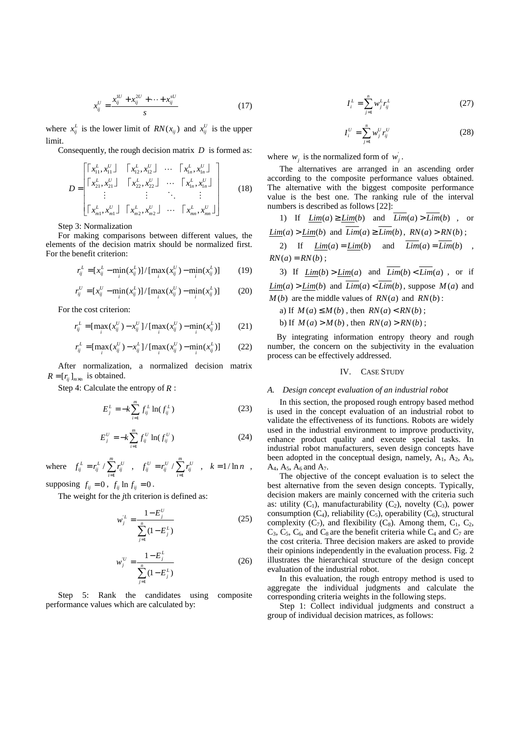$$x_{ij}^{U} = \frac{x_{ij}^{1U} + x_{ij}^{2U} + \cdots + x_{ij}^{sU}}{s} \quad (17)$$

where $x_{ij}^{L}$ is the lower limit of $RN(x_{ij})$ and $x_{ij}^{U}$ is the upper limit.

Consequently, the rough decision matrix $D$ is formed as:

$$D = \begin{bmatrix} \lceil x_{11}^{L}, x_{11}^{U} \rfloor & \lceil x_{12}^{L}, x_{12}^{U} \rfloor & \cdots & \lceil x_{1n}^{L}, x_{1n}^{U} \rfloor \\ \lceil x_{21}^{L}, x_{21}^{U} \rfloor & \lceil x_{22}^{L}, x_{22}^{U} \rfloor & \cdots & \lceil x_{1n}^{L}, x_{1n}^{U} \rfloor \\ \vdots & \vdots & \ddots & \vdots \\ \lceil x_{m1}^{L}, x_{m1}^{U} \rfloor & \lceil x_{m2}^{L}, x_{m2}^{U} \rfloor & \cdots & \lceil x_{mn}^{L}, x_{mn}^{U} \rfloor \end{bmatrix} \quad (18)$$

Step 3: Normalization

For making comparisons between different values, the elements of the decision matrix should be normalized first. For the benefit criterion:

$$r_{ij}^{L} = [x_{ij}^{L} - \min_{i}(x_{ij}^{L})] / [\max_{i}(x_{ij}^{U}) - \min_{i}(x_{ij}^{L})] \quad (19)$$

$$r_{ij}^{U} = [x_{ij}^{U} - \min_{i}(x_{ij}^{L})] / [\max_{i}(x_{ij}^{U}) - \min_{i}(x_{ij}^{L})] \quad (20)$$

For the cost criterion:

$$r_{ij}^{L} = [\max_{i}(x_{ij}^{U}) - x_{ij}^{U}] / [\max_{i}(x_{ij}^{U}) - \min_{i}(x_{ij}^{L})] \quad (21)$$

$$r_{ij}^{L} = [\max_{i}(x_{ij}^{U}) - x_{ij}^{L}] / [\max_{i}(x_{ij}^{U}) - \min_{i}(x_{ij}^{L})] \quad (22)$$

After normalization, a normalized decision matrix $R = [r_{ij}]_{m \times n}$ is obtained.

Step 4: Calculate the entropy of $R$ :

$$E_{j}^{L} = -k \sum_{i=1}^{m} f_{ij}^{L} \ln(f_{ij}^{L}) \quad (23)$$

$$E_{j}^{U} = -k \sum_{i=1}^{m} f_{ij}^{U} \ln(f_{ij}^{U}) \quad (24)$$

where $f_{ij}^{L} = r_{ij}^{L} / \sum_{i=1}^{m} r_{ij}^{U}$ , $f_{ij}^{U} = r_{ij}^{U} / \sum_{i=1}^{m} r_{ij}^{U}$ , $k = 1/\ln n$ , supposing $f_{ij} = 0$ , $f_{ij} \ln f_{ij} = 0$ .

The weight for the *j*th criterion is defined as:

$$w_{j}^{'L} = \frac{1 - E_{j}^{U}}{\sum_{j=1}^{n}(1 - E_{j}^{L})} \quad (25)$$

$$w_{j}^{'U} = \frac{1 - E_{j}^{L}}{\sum_{j=1}^{n}(1 - E_{j}^{L})} \quad (26)$$

Step 5: Rank the candidates using composite performance values which are calculated by:

$$I_{i}^{L} = \sum_{j=1}^{n} w_{j}^{L} r_{ij}^{L} \quad (27)$$

$$I_{i}^{U} = \sum_{j=1}^{n} w_{j}^{U} r_{ij}^{U} \quad (28)$$

where $w_{j}$ is the normalized form of $w_{j}^{'}$ .

The alternatives are arranged in an ascending order according to the composite performance values obtained. The alternative with the biggest composite performance value is the best one. The ranking rule of the interval numbers is described as follows [22]:

1) If $\underline{Lim}(a) \geq \underline{Lim}(b)$ and $\overline{Lim}(a) > \overline{Lim}(b)$ , or $\underline{Lim}(a) > \underline{Lim}(b)$ and $\overline{Lim}(a) \geq \overline{Lim}(b)$ , $RN(a) > RN(b)$ ;

2) If $\underline{Lim}(a) = \underline{Lim}(b)$ and $\overline{Lim}(a) = \overline{Lim}(b)$ , $RN(a) = RN(b)$ ;

3) If $\underline{Lim}(b) > \underline{Lim}(a)$ and $\overline{Lim}(b) < \overline{Lim}(a)$ , or if $\underline{Lim}(a) > \underline{Lim}(b)$ and $\overline{Lim}(a) < \overline{Lim}(b)$ , suppose $M(a)$ and $M(b)$ are the middle values of $RN(a)$ and $RN(b)$ :

a) If $M(a) \leq M(b)$ , then $RN(a) < RN(b)$ ;

b) If $M(a) > M(b)$ , then $RN(a) > RN(b)$ ;

By integrating information entropy theory and rough number, the concern on the subjectivity in the evaluation process can be effectively addressed.

## IV. CASE STUDY

### *A. Design concept evaluation of an industrial robot*

In this section, the proposed rough entropy based method is used in the concept evaluation of an industrial robot to validate the effectiveness of its functions. Robots are widely used in the industrial environment to improve productivity, enhance product quality and execute special tasks. In industrial robot manufacturers, seven design concepts have been adopted in the conceptual design, namely, $A_1$, $A_2$, $A_3$, $A_4$, $A_5$, $A_6$ and $A_7$.

The objective of the concept evaluation is to select the best alternative from the seven design concepts. Typically, decision makers are mainly concerned with the criteria such as: utility ($C_1$), manufacturability ($C_2$), novelty ($C_3$), power consumption ($C_4$), reliability ($C_5$), operability ($C_6$), structural complexity ($C_7$), and flexibility ($C_8$). Among them, $C_1$, $C_2$, $C_3$, $C_5$, $C_6$, and $C_8$ are the benefit criteria while $C_4$ and $C_7$ are the cost criteria. Three decision makers are asked to provide their opinions independently in the evaluation process. Fig. 2 illustrates the hierarchical structure of the design concept evaluation of the industrial robot.

In this evaluation, the rough entropy method is used to aggregate the individual judgments and calculate the corresponding criteria weights in the following steps.

Step 1: Collect individual judgments and construct a group of individual decision matrices, as follows: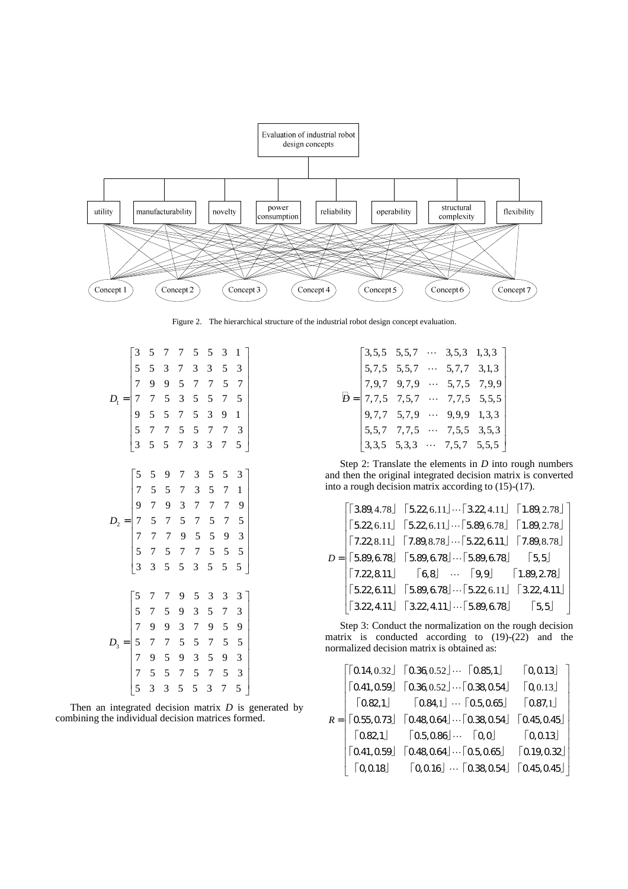Figure 2. The hierarchical structure of the industrial robot design concept evaluation.

$$
D_1 = \begin{bmatrix} 3 & 5 & 7 & 7 & 5 & 5 & 3 & 1 \\ 5 & 5 & 3 & 7 & 3 & 3 & 5 & 3 \\ 7 & 9 & 9 & 5 & 7 & 7 & 5 & 7 \\ 7 & 7 & 5 & 3 & 5 & 5 & 7 & 5 \\ 9 & 5 & 5 & 7 & 5 & 3 & 9 & 1 \\ 5 & 7 & 7 & 5 & 5 & 7 & 7 & 3 \\ 3 & 5 & 5 & 7 & 3 & 3 & 7 & 5 \end{bmatrix}
$$

$$
D_2 = \begin{bmatrix} 5 & 5 & 9 & 7 & 3 & 5 & 5 & 3 \\ 7 & 5 & 5 & 7 & 3 & 5 & 7 & 1 \\ 9 & 7 & 9 & 3 & 7 & 7 & 7 & 9 \\ 7 & 5 & 7 & 5 & 7 & 5 & 7 & 5 \\ 7 & 7 & 7 & 9 & 5 & 5 & 9 & 3 \\ 5 & 7 & 5 & 7 & 7 & 5 & 5 & 5 \\ 3 & 3 & 5 & 5 & 3 & 5 & 5 & 5 \end{bmatrix}
$$

$$
D_3 = \begin{bmatrix} 5 & 7 & 7 & 9 & 5 & 3 & 3 & 3 \\ 5 & 7 & 5 & 9 & 3 & 5 & 7 & 3 \\ 7 & 9 & 9 & 3 & 7 & 9 & 5 & 9 \\ 5 & 7 & 7 & 5 & 5 & 7 & 5 & 5 \\ 7 & 9 & 5 & 9 & 3 & 5 & 9 & 3 \\ 7 & 5 & 5 & 7 & 5 & 7 & 5 & 3 \\ 5 & 3 & 3 & 5 & 5 & 3 & 7 & 5 \end{bmatrix}
$$

Then an integrated decision matrix $D$ is generated by combining the individual decision matrices formed.

$$
\tilde{D} = \begin{bmatrix} 3,5,5 & 5,5,7 & \cdots & 3,5,3 & 1,3,3 \\ 5,7,5 & 5,5,7 & \cdots & 5,7,7 & 3,1,3 \\ 7,9,7 & 9,7,9 & \cdots & 5,7,5 & 7,9,9 \\ 7,7,5 & 7,5,7 & \cdots & 7,7,5 & 5,5,5 \\ 9,7,7 & 5,7,9 & \cdots & 9,9,9 & 1,3,3 \\ 5,5,7 & 7,7,5 & \cdots & 7,5,5 & 3,5,3 \\ 3,3,5 & 5,3,3 & \cdots & 7,5,7 & 5,5,5 \end{bmatrix}
$$

Step 2: Translate the elements in $D$ into rough numbers and then the original integrated decision matrix is converted into a rough decision matrix according to (15)-(17).

$$
D = \begin{bmatrix} \lceil 3.89, 4.78 \rfloor & \lceil 5.22, 6.11 \rfloor & \cdots & \lceil 3.22, 4.11 \rfloor & \lceil 1.89, 2.78 \rfloor \\ \lceil 5.22, 6.11 \rfloor & \lceil 5.22, 6.11 \rfloor & \cdots & \lceil 5.89, 6.78 \rfloor & \lceil 1.89, 2.78 \rfloor \\ \lceil 7.22, 8.11 \rfloor & \lceil 7.89, 8.78 \rfloor & \cdots & \lceil 5.22, 6.11 \rfloor & \lceil 7.89, 8.78 \rfloor \\ \lceil 5.89, 6.78 \rfloor & \lceil 5.89, 6.78 \rfloor & \cdots & \lceil 5.89, 6.78 \rfloor & \lceil 5, 5 \rfloor \\ \lceil 7.22, 8.11 \rfloor & \lceil 6, 8 \rfloor & \cdots & \lceil 9, 9 \rfloor & \lceil 1.89, 2.78 \rfloor \\ \lceil 5.22, 6.11 \rfloor & \lceil 5.89, 6.78 \rfloor & \cdots & \lceil 5.22, 6.11 \rfloor & \lceil 3.22, 4.11 \rfloor \\ \lceil 3.22, 4.11 \rfloor & \lceil 3.22, 4.11 \rfloor & \cdots & \lceil 5.89, 6.78 \rfloor & \lceil 5, 5 \rfloor \end{bmatrix}
$$

Step 3: Conduct the normalization on the rough decision matrix is conducted according to (19)-(22) and the normalized decision matrix is obtained as:

$$
R = \begin{bmatrix} \lceil 0.14, 0.32 \rfloor & \lceil 0.36, 0.52 \rfloor & \cdots & \lceil 0.85, 1 \rfloor & \lceil 0, 0.13 \rfloor \\ \lceil 0.41, 0.59 \rfloor & \lceil 0.36, 0.52 \rfloor & \cdots & \lceil 0.38, 0.54 \rfloor & \lceil 0, 0.13 \rfloor \\ \lceil 0.82, 1 \rfloor & \lceil 0.84, 1 \rfloor & \cdots & \lceil 0.5, 0.65 \rfloor & \lceil 0.87, 1 \rfloor \\ \lceil 0.55, 0.73 \rfloor & \lceil 0.48, 0.64 \rfloor & \cdots & \lceil 0.38, 0.54 \rfloor & \lceil 0.45, 0.45 \rfloor \\ \lceil 0.82, 1 \rfloor & \lceil 0.5, 0.86 \rfloor & \cdots & \lceil 0, 0 \rfloor & \lceil 0, 0.13 \rfloor \\ \lceil 0.41, 0.59 \rfloor & \lceil 0.48, 0.64 \rfloor & \cdots & \lceil 0.5, 0.65 \rfloor & \lceil 0.19, 0.32 \rfloor \\ \lceil 0, 0.18 \rfloor & \lceil 0, 0.16 \rfloor & \cdots & \lceil 0.38, 0.54 \rfloor & \lceil 0.45, 0.45 \rfloor \end{bmatrix}
$$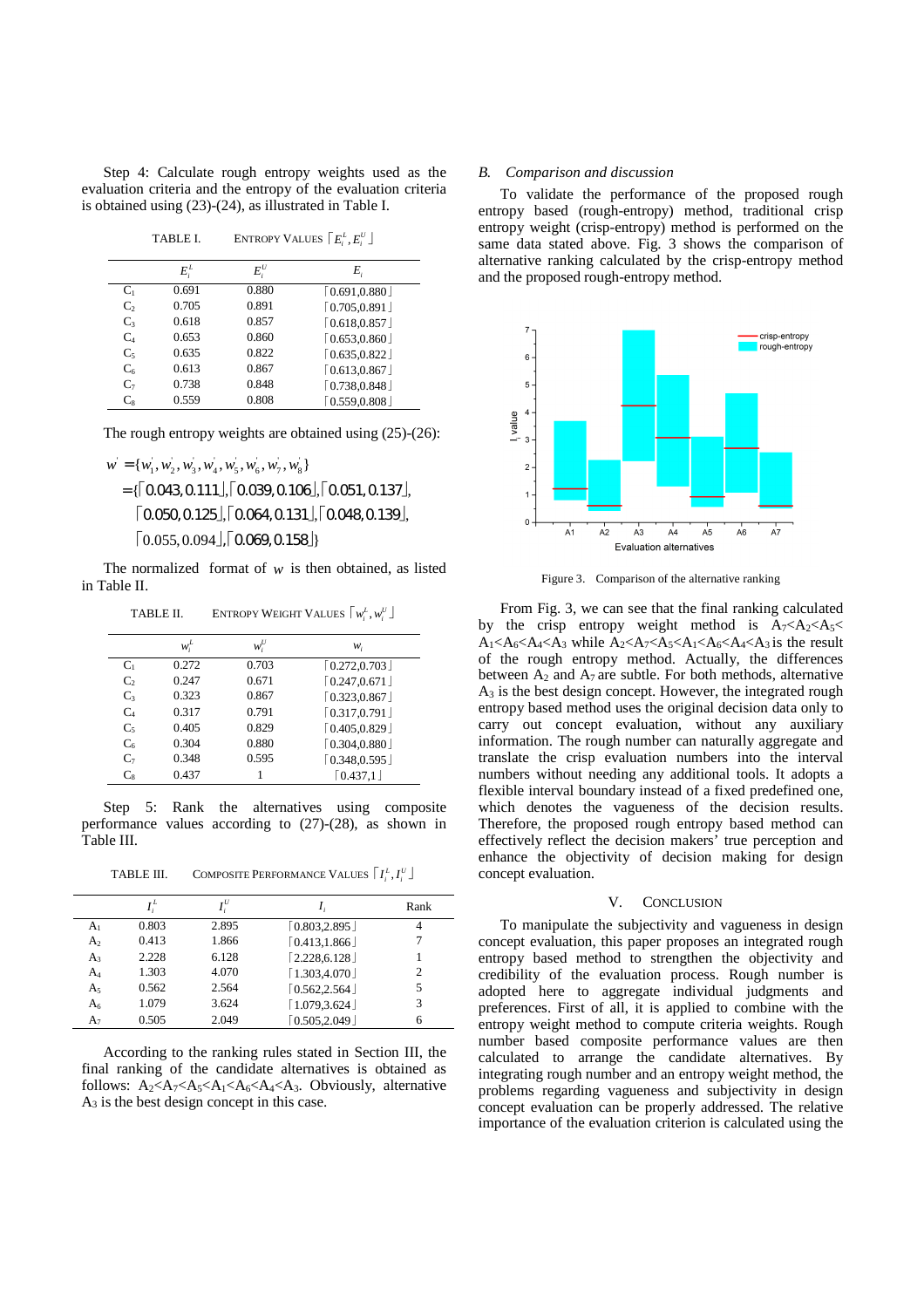Step 4: Calculate rough entropy weights used as the evaluation criteria and the entropy of the evaluation criteria is obtained using (23)-(24), as illustrated in Table I.

TABLE I. ENTROPY VALUES $\lceil E_i^L, E_i^U \rfloor$

| | $E_i^L$ | $E_i^U$ | $E_i$ |
|---|---|---|---|
| $C_1$ | 0.691 | 0.880 | $\lceil 0.691, 0.880 \rfloor$ |
| $C_2$ | 0.705 | 0.891 | $\lceil 0.705, 0.891 \rfloor$ |
| $C_3$ | 0.618 | 0.857 | $\lceil 0.618, 0.857 \rfloor$ |
| $C_4$ | 0.653 | 0.860 | $\lceil 0.653, 0.860 \rfloor$ |
| $C_5$ | 0.635 | 0.822 | $\lceil 0.635, 0.822 \rfloor$ |
| $C_6$ | 0.613 | 0.867 | $\lceil 0.613, 0.867 \rfloor$ |
| $C_7$ | 0.738 | 0.848 | $\lceil 0.738, 0.848 \rfloor$ |
| $C_8$ | 0.559 | 0.808 | $\lceil 0.559, 0.808 \rfloor$ |

The rough entropy weights are obtained using (25)-(26):

$$
\begin{aligned}
w' &= \{w_1', w_2', w_3', w_4', w_5', w_6', w_7', w_8'\} \\
&= \{\lceil 0.043, 0.111 \rfloor, \lceil 0.039, 0.106 \rfloor, \lceil 0.051, 0.137 \rfloor, \\
&\quad \lceil 0.050, 0.125 \rfloor, \lceil 0.064, 0.131 \rfloor, \lceil 0.048, 0.139 \rfloor, \\
&\quad \lceil 0.055, 0.094 \rfloor, \lceil 0.069, 0.158 \rfloor\}
\end{aligned}
$$

The normalized format of $w$ is then obtained, as listed in Table II.

TABLE II. ENTROPY WEIGHT VALUES $\lceil w_i^L, w_i^U \rfloor$

| | $w_i^L$ | $w_i^U$ | $w_i$ |
|---|---|---|---|
| $C_1$ | 0.272 | 0.703 | $\lceil 0.272, 0.703 \rfloor$ |
| $C_2$ | 0.247 | 0.671 | $\lceil 0.247, 0.671 \rfloor$ |
| $C_3$ | 0.323 | 0.867 | $\lceil 0.323, 0.867 \rfloor$ |
| $C_4$ | 0.317 | 0.791 | $\lceil 0.317, 0.791 \rfloor$ |
| $C_5$ | 0.405 | 0.829 | $\lceil 0.405, 0.829 \rfloor$ |
| $C_6$ | 0.304 | 0.880 | $\lceil 0.304, 0.880 \rfloor$ |
| $C_7$ | 0.348 | 0.595 | $\lceil 0.348, 0.595 \rfloor$ |
| $C_8$ | 0.437 | 1 | $\lceil 0.437, 1 \rfloor$ |

Step 5: Rank the alternatives using composite performance values according to (27)-(28), as shown in Table III.

TABLE III. COMPOSITE PERFORMANCE VALUES $\lceil I_i^L, I_i^U \rfloor$

| | $I_i^L$ | $I_i^U$ | $I_i$ | Rank |
|---|---|---|---|---|
| $A_1$ | 0.803 | 2.895 | $\lceil 0.803, 2.895 \rfloor$ | 4 |
| $A_2$ | 0.413 | 1.866 | $\lceil 0.413, 1.866 \rfloor$ | 7 |
| $A_3$ | 2.228 | 6.128 | $\lceil 2.228, 6.128 \rfloor$ | 1 |
| $A_4$ | 1.303 | 4.070 | $\lceil 1.303, 4.070 \rfloor$ | 2 |
| $A_5$ | 0.562 | 2.564 | $\lceil 0.562, 2.564 \rfloor$ | 5 |
| $A_6$ | 1.079 | 3.624 | $\lceil 1.079, 3.624 \rfloor$ | 3 |
| $A_7$ | 0.505 | 2.049 | $\lceil 0.505, 2.049 \rfloor$ | 6 |

According to the ranking rules stated in Section III, the final ranking of the candidate alternatives is obtained as follows: $A_2 < A_7 < A_5 < A_1 < A_6 < A_4 < A_3$. Obviously, alternative $A_3$ is the best design concept in this case.

## B. *Comparison and discussion*

To validate the performance of the proposed rough entropy based (rough-entropy) method, traditional crisp entropy weight (crisp-entropy) method is performed on the same data stated above. Fig. 3 shows the comparison of alternative ranking calculated by the crisp-entropy method and the proposed rough-entropy method.

Figure 3. Comparison of the alternative ranking

From Fig. 3, we can see that the final ranking calculated by the crisp entropy weight method is $A_7 < A_2 < A_5 < A_1 < A_6 < A_4 < A_3$ while $A_2 < A_7 < A_5 < A_1 < A_6 < A_4 < A_3$ is the result of the rough entropy method. Actually, the differences between $A_2$ and $A_7$ are subtle. For both methods, alternative $A_3$ is the best design concept. However, the integrated rough entropy based method uses the original decision data only to carry out concept evaluation, without any auxiliary information. The rough number can naturally aggregate and translate the crisp evaluation numbers into the interval numbers without needing any additional tools. It adopts a flexible interval boundary instead of a fixed predefined one, which denotes the vagueness of the decision results. Therefore, the proposed rough entropy based method can effectively reflect the decision makers' true perception and enhance the objectivity of decision making for design concept evaluation.

# V. CONCLUSION

To manipulate the subjectivity and vagueness in design concept evaluation, this paper proposes an integrated rough entropy based method to strengthen the objectivity and credibility of the evaluation process. Rough number is adopted here to aggregate individual judgments and preferences. First of all, it is applied to combine with the entropy weight method to compute criteria weights. Rough number based composite performance values are then calculated to arrange the candidate alternatives. By integrating rough number and an entropy weight method, the problems regarding vagueness and subjectivity in design concept evaluation can be properly addressed. The relative importance of the evaluation criterion is calculated using the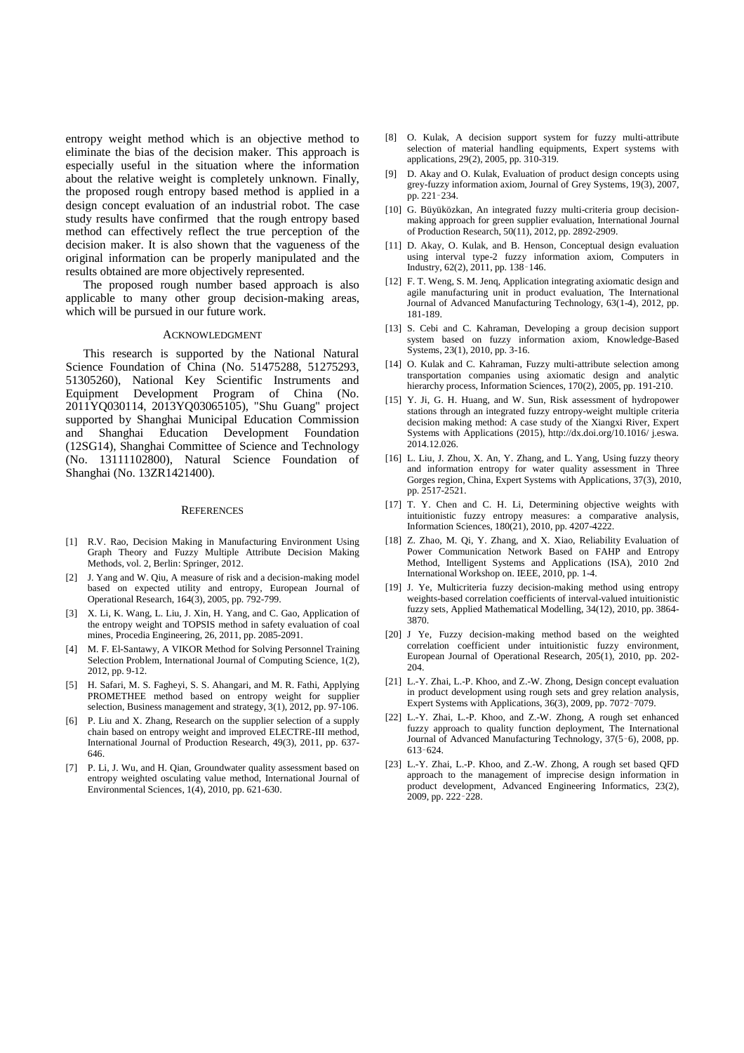entropy weight method which is an objective method to eliminate the bias of the decision maker. This approach is especially useful in the situation where the information about the relative weight is completely unknown. Finally, the proposed rough entropy based method is applied in a design concept evaluation of an industrial robot. The case study results have confirmed that the rough entropy based method can effectively reflect the true perception of the decision maker. It is also shown that the vagueness of the original information can be properly manipulated and the results obtained are more objectively represented.

The proposed rough number based approach is also applicable to many other group decision-making areas, which will be pursued in our future work.

## ACKNOWLEDGMENT

This research is supported by the National Natural Science Foundation of China (No. 51475288, 51275293, 51305260), National Key Scientific Instruments and Equipment Development Program of China (No. 2011YQ030114, 2013YQ03065105), "Shu Guang" project supported by Shanghai Municipal Education Commission and Shanghai Education Development Foundation (12SG14), Shanghai Committee of Science and Technology (No. 13111102800), Natural Science Foundation of Shanghai (No. 13ZR1421400).

## REFERENCES

[1] R.V. Rao, Decision Making in Manufacturing Environment Using Graph Theory and Fuzzy Multiple Attribute Decision Making Methods, vol. 2, Berlin: Springer, 2012.

[2] J. Yang and W. Qiu, A measure of risk and a decision-making model based on expected utility and entropy, European Journal of Operational Research, 164(3), 2005, pp. 792-799.

[3] X. Li, K. Wang, L. Liu, J. Xin, H. Yang, and C. Gao, Application of the entropy weight and TOPSIS method in safety evaluation of coal mines, Procedia Engineering, 26, 2011, pp. 2085-2091.

[4] M. F. El-Santawy, A VIKOR Method for Solving Personnel Training Selection Problem, International Journal of Computing Science, 1(2), 2012, pp. 9-12.

[5] H. Safari, M. S. Fagheyi, S. S. Ahangari, and M. R. Fathi, Applying PROMETHEE method based on entropy weight for supplier selection, Business management and strategy, 3(1), 2012, pp. 97-106.

[6] P. Liu and X. Zhang, Research on the supplier selection of a supply chain based on entropy weight and improved ELECTRE-III method, International Journal of Production Research, 49(3), 2011, pp. 637-646.

[7] P. Li, J. Wu, and H. Qian, Groundwater quality assessment based on entropy weighted osculating value method, International Journal of Environmental Sciences, 1(4), 2010, pp. 621-630.

[8] O. Kulak, A decision support system for fuzzy multi-attribute selection of material handling equipments, Expert systems with applications, 29(2), 2005, pp. 310-319.

[9] D. Akay and O. Kulak, Evaluation of product design concepts using grey-fuzzy information axiom, Journal of Grey Systems, 19(3), 2007, pp. 221–234.

[10] G. Büyüközkan, An integrated fuzzy multi-criteria group decision-making approach for green supplier evaluation, International Journal of Production Research, 50(11), 2012, pp. 2892-2909.

[11] D. Akay, O. Kulak, and B. Henson, Conceptual design evaluation using interval type-2 fuzzy information axiom, Computers in Industry, 62(2), 2011, pp. 138–146.

[12] F. T. Weng, S. M. Jenq, Application integrating axiomatic design and agile manufacturing unit in product evaluation, The International Journal of Advanced Manufacturing Technology, 63(1-4), 2012, pp. 181-189.

[13] S. Cebi and C. Kahraman, Developing a group decision support system based on fuzzy information axiom, Knowledge-Based Systems, 23(1), 2010, pp. 3-16.

[14] O. Kulak and C. Kahraman, Fuzzy multi-attribute selection among transportation companies using axiomatic design and analytic hierarchy process, Information Sciences, 170(2), 2005, pp. 191-210.

[15] Y. Ji, G. H. Huang, and W. Sun, Risk assessment of hydropower stations through an integrated fuzzy entropy-weight multiple criteria decision making method: A case study of the Xiangxi River, Expert Systems with Applications (2015), http://dx.doi.org/10.1016/ j.eswa. 2014.12.026.

[16] L. Liu, J. Zhou, X. An, Y. Zhang, and L. Yang, Using fuzzy theory and information entropy for water quality assessment in Three Gorges region, China, Expert Systems with Applications, 37(3), 2010, pp. 2517-2521.

[17] T. Y. Chen and C. H. Li, Determining objective weights with intuitionistic fuzzy entropy measures: a comparative analysis, Information Sciences, 180(21), 2010, pp. 4207-4222.

[18] Z. Zhao, M. Qi, Y. Zhang, and X. Xiao, Reliability Evaluation of Power Communication Network Based on FAHP and Entropy Method, Intelligent Systems and Applications (ISA), 2010 2nd International Workshop on. IEEE, 2010, pp. 1-4.

[19] J. Ye, Multicriteria fuzzy decision-making method using entropy weights-based correlation coefficients of interval-valued intuitionistic fuzzy sets, Applied Mathematical Modelling, 34(12), 2010, pp. 3864-3870.

[20] J Ye, Fuzzy decision-making method based on the weighted correlation coefficient under intuitionistic fuzzy environment, European Journal of Operational Research, 205(1), 2010, pp. 202-204.

[21] L.-Y. Zhai, L.-P. Khoo, and Z.-W. Zhong, Design concept evaluation in product development using rough sets and grey relation analysis, Expert Systems with Applications, 36(3), 2009, pp. 7072–7079.

[22] L.-Y. Zhai, L.-P. Khoo, and Z.-W. Zhong, A rough set enhanced fuzzy approach to quality function deployment, The International Journal of Advanced Manufacturing Technology, 37(5–6), 2008, pp. 613–624.

[23] L.-Y. Zhai, L.-P. Khoo, and Z.-W. Zhong, A rough set based QFD approach to the management of imprecise design information in product development, Advanced Engineering Informatics, 23(2), 2009, pp. 222–228.